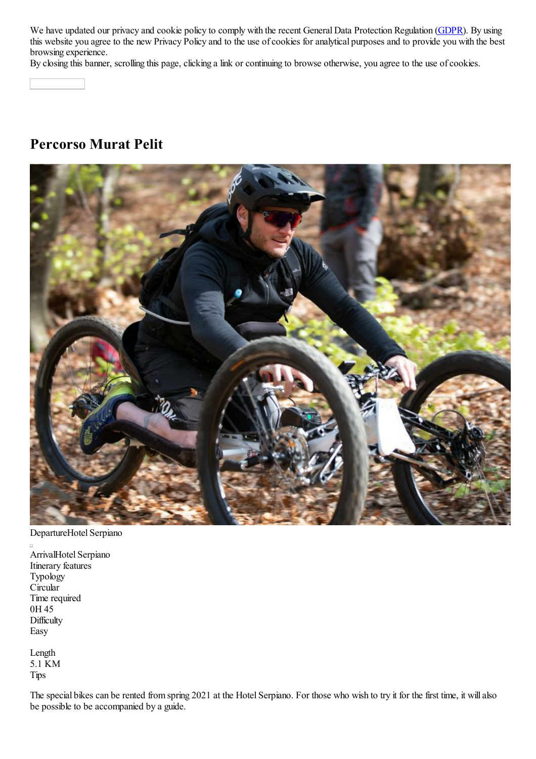We have updated our privacy and cookie policy to comply with the recent General Data Protection Regulation (GDPR). By using this website you agree to the new Privacy Policy and to the use of cookies for analytical purposes and to provide you with the best browsing experience.
By closing this banner, scrolling this page, clicking a link or continuing to browse otherwise, you agree to the use of cookies.

# Percorso Murat Pelit

DepartureHotel Serpiano

ArrivalHotel Serpiano
Itinerary features
Typology
Circular
Time required
0H 45
Difficulty
Easy

Length
5.1 KM
Tips

The special bikes can be rented from spring 2021 at the Hotel Serpiano. For those who wish to try it for the first time, it will also be possible to be accompanied by a guide.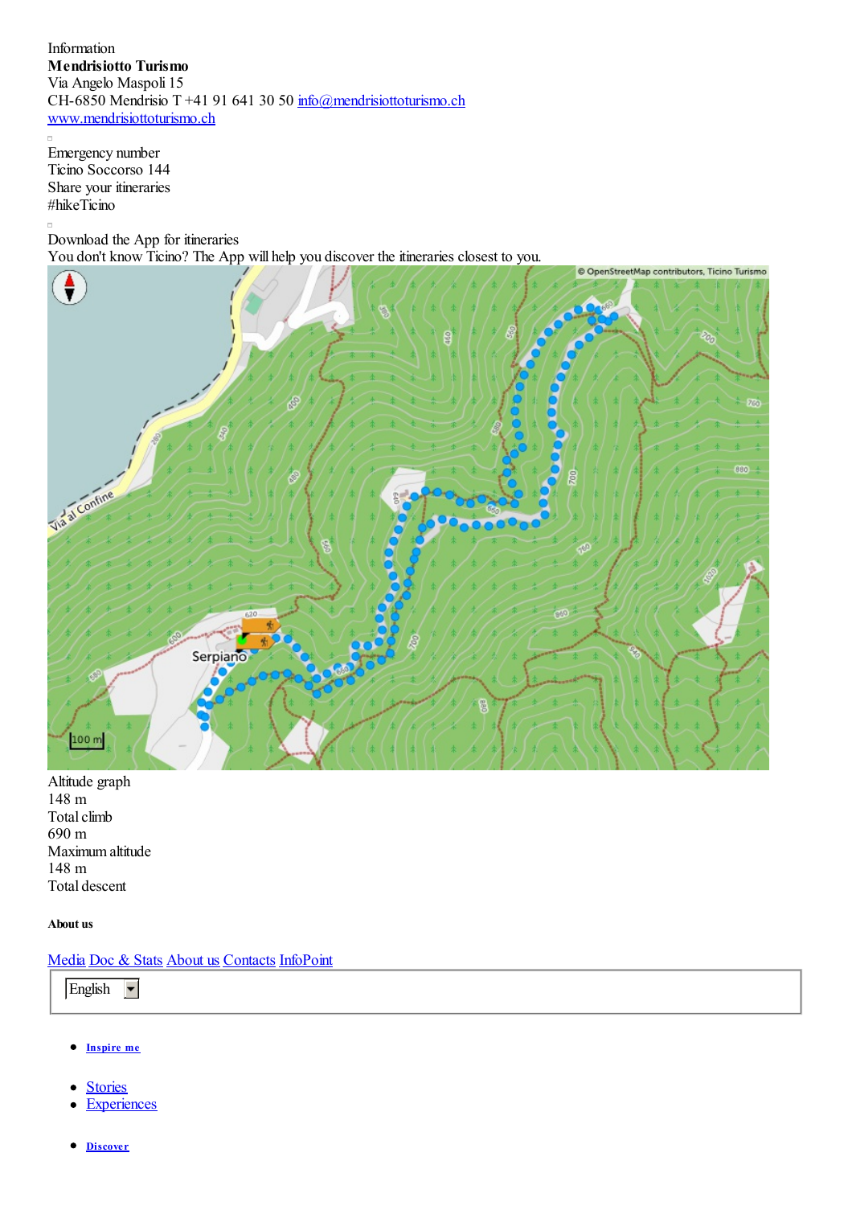Information
**Mendrisiotto Turismo**
Via Angelo Maspoli 15
CH-6850 Mendrisio T +41 91 641 30 50 [info@mendrisiottoturismo.ch](mailto:info@mendrisiottoturismo.ch)
[www.mendrisiottoturismo.ch](http://www.mendrisiottoturismo.ch)

Emergency number
Ticino Soccorso 144
Share your itineraries
#hikeTicino

Download the App for itineraries
You don't know Ticino? The App will help you discover the itineraries closest to you.

Altitude graph
148 m
Total climb
690 m
Maximum altitude
148 m
Total descent

##### About us

[Media](#) [Doc & Stats](#) [About us](#) [Contacts](#) [InfoPoint](#)

English

- **[Inspire me](#)**

- [Stories](#)
- [Experiences](#)

- **[Discover](#)**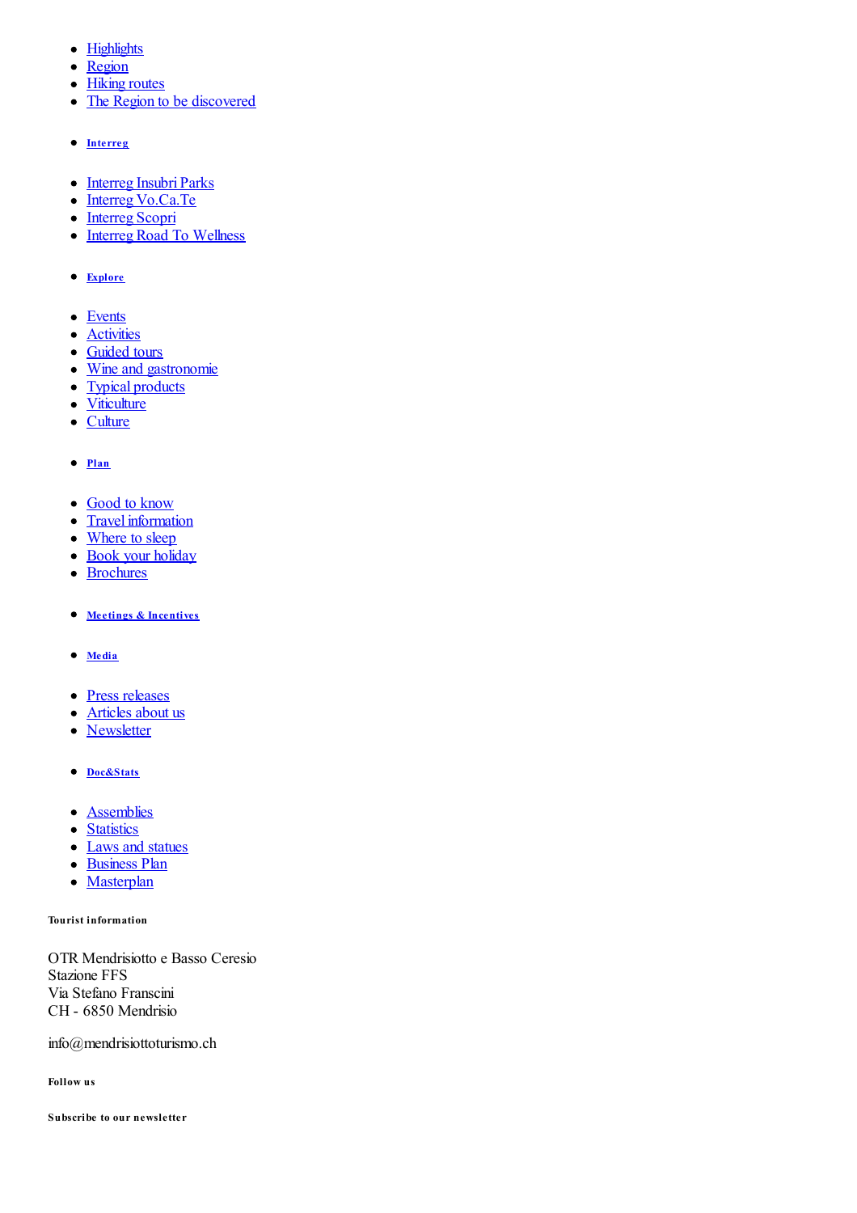- Highlights
- Region
- Hiking routes
- The Region to be discovered

- **Interreg**

- Interreg Insubri Parks
- Interreg Vo.Ca.Te
- Interreg Scopri
- Interreg Road To Wellness

- **Explore**

- Events
- Activities
- Guided tours
- Wine and gastronomie
- Typical products
- Viticulture
- Culture

- **Plan**

- Good to know
- Travel information
- Where to sleep
- Book your holiday
- Brochures

- **Meetings & Incentives**

- **Media**

- Press releases
- Articles about us
- Newsletter

- **Doc&Stats**

- Assemblies
- Statistics
- Laws and statues
- Business Plan
- Masterplan

###### Tourist information

OTR Mendrisiotto e Basso Ceresio
Stazione FFS
Via Stefano Franscini
CH - 6850 Mendrisio

info@mendrisiottoturismo.ch

###### Follow us

###### Subscribe to our newsletter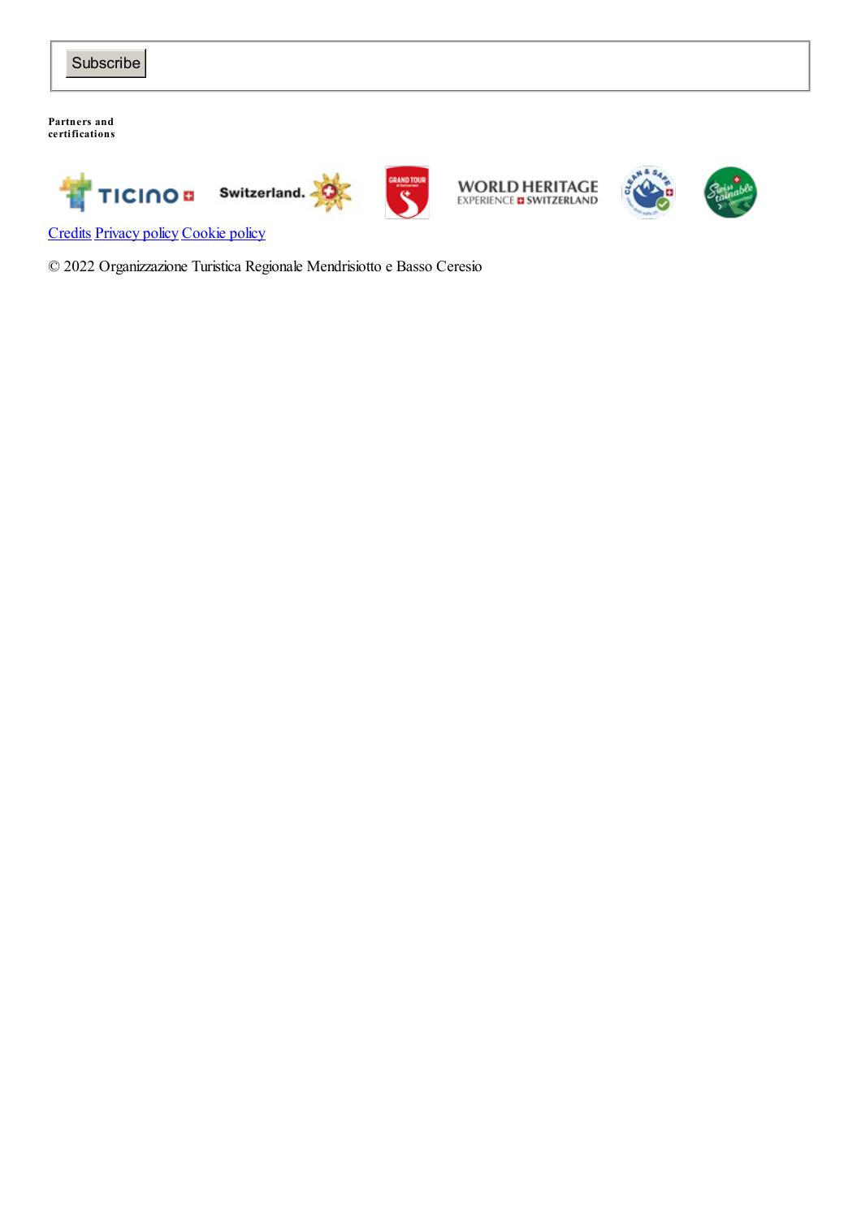Subscribe

**Partners and certifications**

Credits Privacy policy Cookie policy

© 2022 Organizzazione Turistica Regionale Mendrisiotto e Basso Ceresio